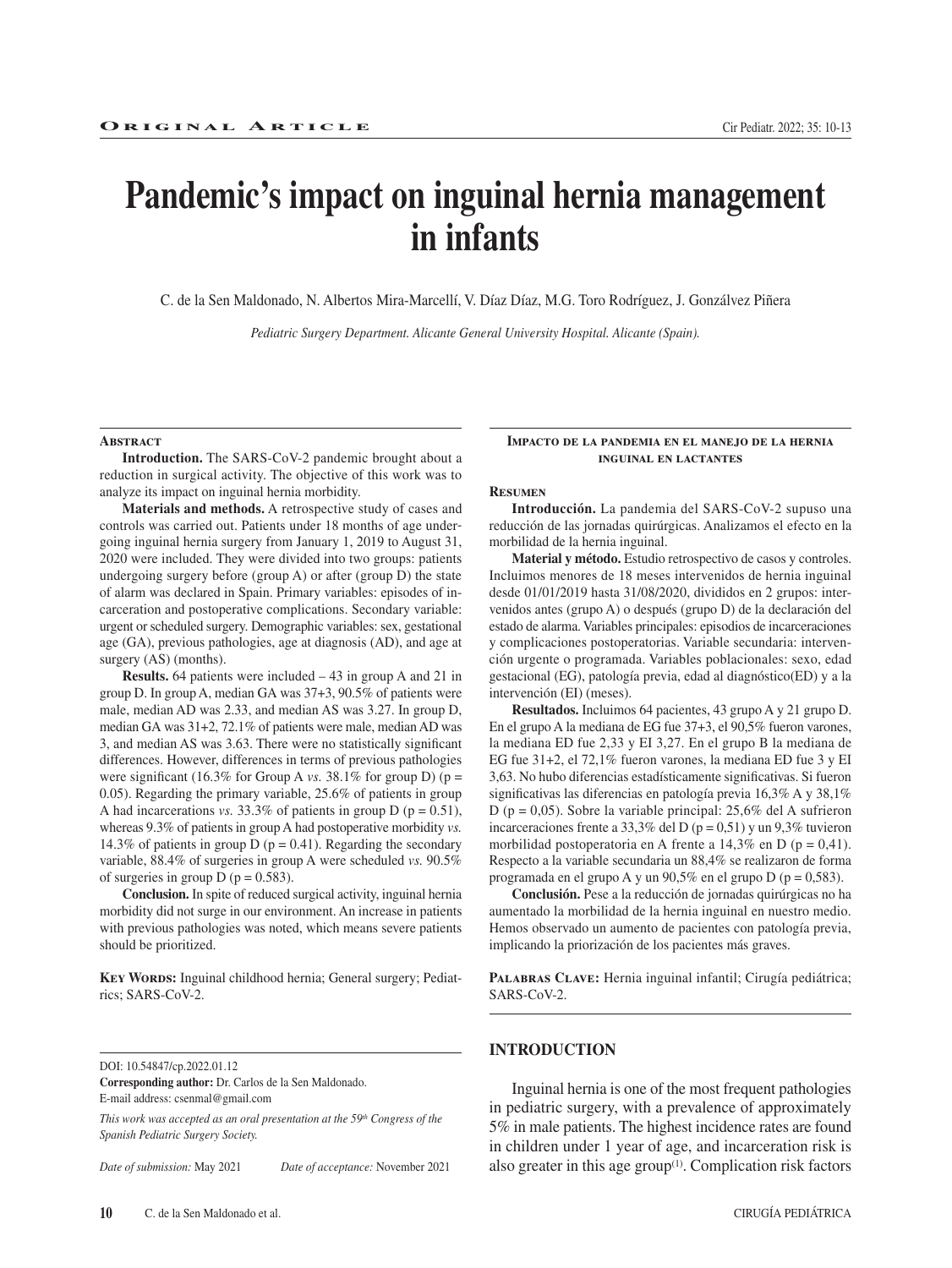Original Article

# Pandemic's impact on inguinal hernia management in infants

C. de la Sen Maldonado, N. Albertos Mira-Marcellí, V. Díaz Díaz, M.G. Toro Rodríguez, J. Gonzálvez Piñera

*Pediatric Surgery Department. Alicante General University Hospital. Alicante (Spain).*

### Abstract

**Introduction.** The SARS-CoV-2 pandemic brought about a reduction in surgical activity. The objective of this work was to analyze its impact on inguinal hernia morbidity.

**Materials and methods.** A retrospective study of cases and controls was carried out. Patients under 18 months of age undergoing inguinal hernia surgery from January 1, 2019 to August 31, 2020 were included. They were divided into two groups: patients undergoing surgery before (group A) or after (group D) the state of alarm was declared in Spain. Primary variables: episodes of incarceration and postoperative complications. Secondary variable: urgent or scheduled surgery. Demographic variables: sex, gestational age (GA), previous pathologies, age at diagnosis (AD), and age at surgery (AS) (months).

**Results.** 64 patients were included – 43 in group A and 21 in group D. In group A, median GA was 37+3, 90.5% of patients were male, median AD was 2.33, and median AS was 3.27. In group D, median GA was 31+2, 72.1% of patients were male, median AD was 3, and median AS was 3.63. There were no statistically significant differences. However, differences in terms of previous pathologies were significant (16.3% for Group A *vs.* 38.1% for group D) ($p = 0.05$). Regarding the primary variable, 25.6% of patients in group A had incarcerations *vs.* 33.3% of patients in group D ($p = 0.51$), whereas 9.3% of patients in group A had postoperative morbidity *vs.* 14.3% of patients in group D ($p = 0.41$). Regarding the secondary variable, 88.4% of surgeries in group A were scheduled *vs.* 90.5% of surgeries in group D ($p = 0.583$).

**Conclusion.** In spite of reduced surgical activity, inguinal hernia morbidity did not surge in our environment. An increase in patients with previous pathologies was noted, which means severe patients should be prioritized.

**Key Words:** Inguinal childhood hernia; General surgery; Pediatrics; SARS-CoV-2.

### Impacto de la pandemia en el manejo de la hernia inguinal en lactantes

### Resumen

**Introducción.** La pandemia del SARS-CoV-2 supuso una reducción de las jornadas quirúrgicas. Analizamos el efecto en la morbilidad de la hernia inguinal.

**Material y método.** Estudio retrospectivo de casos y controles. Incluimos menores de 18 meses intervenidos de hernia inguinal desde 01/01/2019 hasta 31/08/2020, divididos en 2 grupos: intervenidos antes (grupo A) o después (grupo D) de la declaración del estado de alarma. Variables principales: episodios de incarceraciones y complicaciones postoperatorias. Variable secundaria: intervención urgente o programada. Variables poblacionales: sexo, edad gestacional (EG), patología previa, edad al diagnóstico(ED) y a la intervención (EI) (meses).

**Resultados.** Incluimos 64 pacientes, 43 grupo A y 21 grupo D. En el grupo A la mediana de EG fue 37+3, el 90,5% fueron varones, la mediana ED fue 2,33 y EI 3,27. En el grupo B la mediana de EG fue 31+2, el 72,1% fueron varones, la mediana ED fue 3 y EI 3,63. No hubo diferencias estadísticamente significativas. Si fueron significativas las diferencias en patología previa 16,3% A y 38,1% D ($p = 0,05$). Sobre la variable principal: 25,6% del A sufrieron incarceraciones frente a 33,3% del D ($p = 0,51$) y un 9,3% tuvieron morbilidad postoperatoria en A frente a 14,3% en D ($p = 0,41$). Respecto a la variable secundaria un 88,4% se realizaron de forma programada en el grupo A y un 90,5% en el grupo D ($p = 0,583$).

**Conclusión.** Pese a la reducción de jornadas quirúrgicas no ha aumentado la morbilidad de la hernia inguinal en nuestro medio. Hemos observado un aumento de pacientes con patología previa, implicando la priorización de los pacientes más graves.

**Palabras Clave:** Hernia inguinal infantil; Cirugía pediátrica; SARS-CoV-2.

DOI: 10.54847/cp.2022.01.12

**Corresponding author:** Dr. Carlos de la Sen Maldonado.
E-mail address: csenmal@gmail.com

*This work was accepted as an oral presentation at the 59th Congress of the Spanish Pediatric Surgery Society.*

*Date of submission:* May 2021 *Date of acceptance:* November 2021

## INTRODUCTION

Inguinal hernia is one of the most frequent pathologies in pediatric surgery, with a prevalence of approximately 5% in male patients. The highest incidence rates are found in children under 1 year of age, and incarceration risk is also greater in this age group[1]. Complication risk factors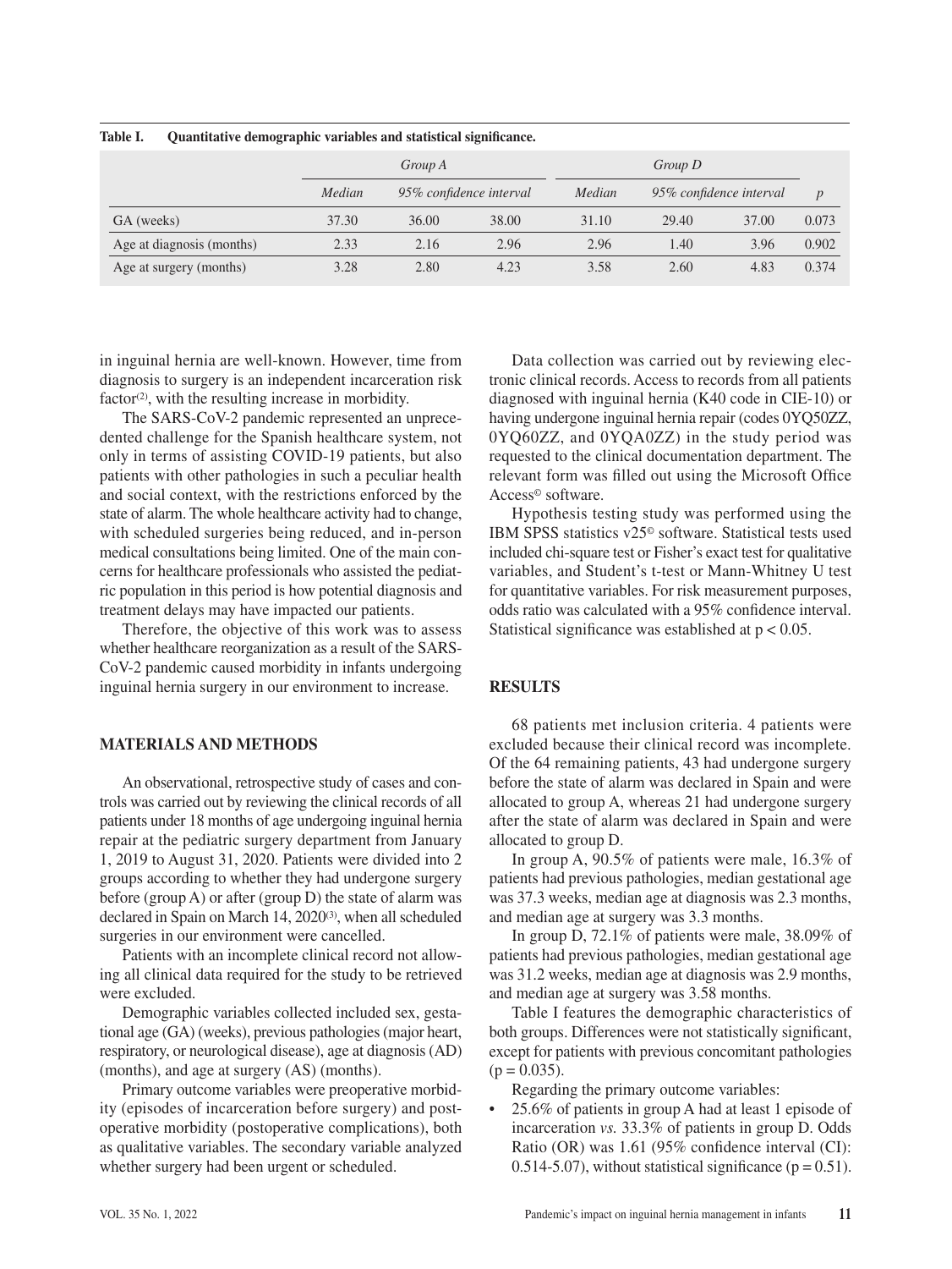**Table I. Quantitative demographic variables and statistical significance.**

| | *Group A* | | | *Group D* | | | |
|---|---|---|---|---|---|---|---|
| | *Median* | *95% confidence interval* | | *Median* | *95% confidence interval* | | *p* |
| GA (weeks) | 37.30 | 36.00 | 38.00 | 31.10 | 29.40 | 37.00 | 0.073 |
| Age at diagnosis (months) | 2.33 | 2.16 | 2.96 | 2.96 | 1.40 | 3.96 | 0.902 |
| Age at surgery (months) | 3.28 | 2.80 | 4.23 | 3.58 | 2.60 | 4.83 | 0.374 |

in inguinal hernia are well-known. However, time from diagnosis to surgery is an independent incarceration risk factor[2], with the resulting increase in morbidity.

The SARS-CoV-2 pandemic represented an unprecedented challenge for the Spanish healthcare system, not only in terms of assisting COVID-19 patients, but also patients with other pathologies in such a peculiar health and social context, with the restrictions enforced by the state of alarm. The whole healthcare activity had to change, with scheduled surgeries being reduced, and in-person medical consultations being limited. One of the main concerns for healthcare professionals who assisted the pediatric population in this period is how potential diagnosis and treatment delays may have impacted our patients.

Therefore, the objective of this work was to assess whether healthcare reorganization as a result of the SARS-CoV-2 pandemic caused morbidity in infants undergoing inguinal hernia surgery in our environment to increase.

## MATERIALS AND METHODS

An observational, retrospective study of cases and controls was carried out by reviewing the clinical records of all patients under 18 months of age undergoing inguinal hernia repair at the pediatric surgery department from January 1, 2019 to August 31, 2020. Patients were divided into 2 groups according to whether they had undergone surgery before (group A) or after (group D) the state of alarm was declared in Spain on March 14, 2020[3], when all scheduled surgeries in our environment were cancelled.

Patients with an incomplete clinical record not allowing all clinical data required for the study to be retrieved were excluded.

Demographic variables collected included sex, gestational age (GA) (weeks), previous pathologies (major heart, respiratory, or neurological disease), age at diagnosis (AD) (months), and age at surgery (AS) (months).

Primary outcome variables were preoperative morbidity (episodes of incarceration before surgery) and postoperative morbidity (postoperative complications), both as qualitative variables. The secondary variable analyzed whether surgery had been urgent or scheduled.

Data collection was carried out by reviewing electronic clinical records. Access to records from all patients diagnosed with inguinal hernia (K40 code in CIE-10) or having undergone inguinal hernia repair (codes 0YQ50ZZ, 0YQ60ZZ, and 0YQA0ZZ) in the study period was requested to the clinical documentation department. The relevant form was filled out using the Microsoft Office Access© software.

Hypothesis testing study was performed using the IBM SPSS statistics v25© software. Statistical tests used included chi-square test or Fisher's exact test for qualitative variables, and Student's t-test or Mann-Whitney U test for quantitative variables. For risk measurement purposes, odds ratio was calculated with a 95% confidence interval. Statistical significance was established at $p < 0.05$.

## RESULTS

68 patients met inclusion criteria. 4 patients were excluded because their clinical record was incomplete. Of the 64 remaining patients, 43 had undergone surgery before the state of alarm was declared in Spain and were allocated to group A, whereas 21 had undergone surgery after the state of alarm was declared in Spain and were allocated to group D.

In group A, 90.5% of patients were male, 16.3% of patients had previous pathologies, median gestational age was 37.3 weeks, median age at diagnosis was 2.3 months, and median age at surgery was 3.3 months.

In group D, 72.1% of patients were male, 38.09% of patients had previous pathologies, median gestational age was 31.2 weeks, median age at diagnosis was 2.9 months, and median age at surgery was 3.58 months.

Table I features the demographic characteristics of both groups. Differences were not statistically significant, except for patients with previous concomitant pathologies ($p = 0.035$).

Regarding the primary outcome variables:

- 25.6% of patients in group A had at least 1 episode of incarceration *vs.* 33.3% of patients in group D. Odds Ratio (OR) was 1.61 (95% confidence interval (CI): 0.514-5.07), without statistical significance ($p = 0.51$).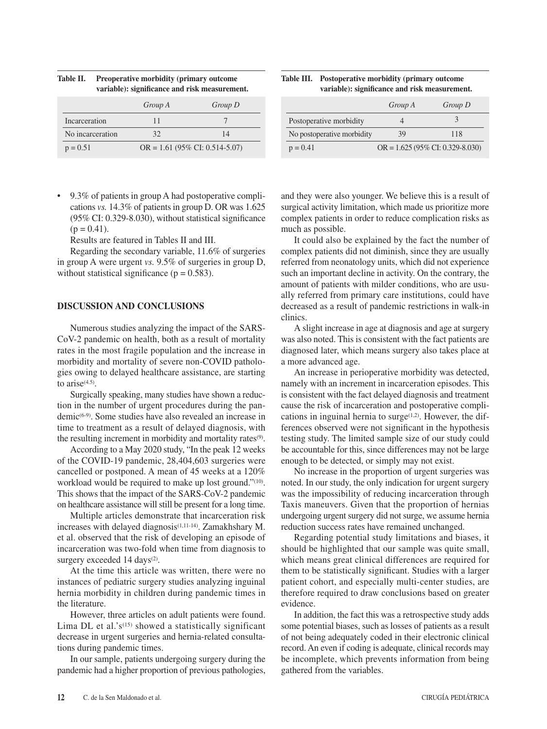**Table II. Preoperative morbidity (primary outcome variable): significance and risk measurement.**

| | *Group A* | *Group D* |
|---|---|---|
| Incarceration | 11 | 7 |
| No incarceration | 32 | 14 |
| p = 0.51 | OR = 1.61 (95% CI: 0.514-5.07) | |

**Table III. Postoperative morbidity (primary outcome variable): significance and risk measurement.**

| | *Group A* | *Group D* |
|---|---|---|
| Postoperative morbidity | 4 | 3 |
| No postoperative morbidity | 39 | 118 |
| p = 0.41 | OR = 1.625 (95% CI: 0.329-8.030) | |

- 9.3% of patients in group A had postoperative complications *vs.* 14.3% of patients in group D. OR was 1.625 (95% CI: 0.329-8.030), without statistical significance (p = 0.41).

Results are featured in Tables II and III.

Regarding the secondary variable, 11.6% of surgeries in group A were urgent *vs.* 9.5% of surgeries in group D, without statistical significance (p = 0.583).

## DISCUSSION AND CONCLUSIONS

Numerous studies analyzing the impact of the SARS-CoV-2 pandemic on health, both as a result of mortality rates in the most fragile population and the increase in morbidity and mortality of severe non-COVID pathologies owing to delayed healthcare assistance, are starting to arise[4,5].

Surgically speaking, many studies have shown a reduction in the number of urgent procedures during the pandemic[6-9]. Some studies have also revealed an increase in time to treatment as a result of delayed diagnosis, with the resulting increment in morbidity and mortality rates[9].

According to a May 2020 study, "In the peak 12 weeks of the COVID-19 pandemic, 28,404,603 surgeries were cancelled or postponed. A mean of 45 weeks at a 120% workload would be required to make up lost ground."[10]. This shows that the impact of the SARS-CoV-2 pandemic on healthcare assistance will still be present for a long time.

Multiple articles demonstrate that incarceration risk increases with delayed diagnosis[1,11-14]. Zamakhshary M. et al. observed that the risk of developing an episode of incarceration was two-fold when time from diagnosis to surgery exceeded 14 days[2].

At the time this article was written, there were no instances of pediatric surgery studies analyzing inguinal hernia morbidity in children during pandemic times in the literature.

However, three articles on adult patients were found. Lima DL et al.'s[15] showed a statistically significant decrease in urgent surgeries and hernia-related consultations during pandemic times.

In our sample, patients undergoing surgery during the pandemic had a higher proportion of previous pathologies, and they were also younger. We believe this is a result of surgical activity limitation, which made us prioritize more complex patients in order to reduce complication risks as much as possible.

It could also be explained by the fact the number of complex patients did not diminish, since they are usually referred from neonatology units, which did not experience such an important decline in activity. On the contrary, the amount of patients with milder conditions, who are usually referred from primary care institutions, could have decreased as a result of pandemic restrictions in walk-in clinics.

A slight increase in age at diagnosis and age at surgery was also noted. This is consistent with the fact patients are diagnosed later, which means surgery also takes place at a more advanced age.

An increase in perioperative morbidity was detected, namely with an increment in incarceration episodes. This is consistent with the fact delayed diagnosis and treatment cause the risk of incarceration and postoperative complications in inguinal hernia to surge[1,2]. However, the differences observed were not significant in the hypothesis testing study. The limited sample size of our study could be accountable for this, since differences may not be large enough to be detected, or simply may not exist.

No increase in the proportion of urgent surgeries was noted. In our study, the only indication for urgent surgery was the impossibility of reducing incarceration through Taxis maneuvers. Given that the proportion of hernias undergoing urgent surgery did not surge, we assume hernia reduction success rates have remained unchanged.

Regarding potential study limitations and biases, it should be highlighted that our sample was quite small, which means great clinical differences are required for them to be statistically significant. Studies with a larger patient cohort, and especially multi-center studies, are therefore required to draw conclusions based on greater evidence.

In addition, the fact this was a retrospective study adds some potential biases, such as losses of patients as a result of not being adequately coded in their electronic clinical record. An even if coding is adequate, clinical records may be incomplete, which prevents information from being gathered from the variables.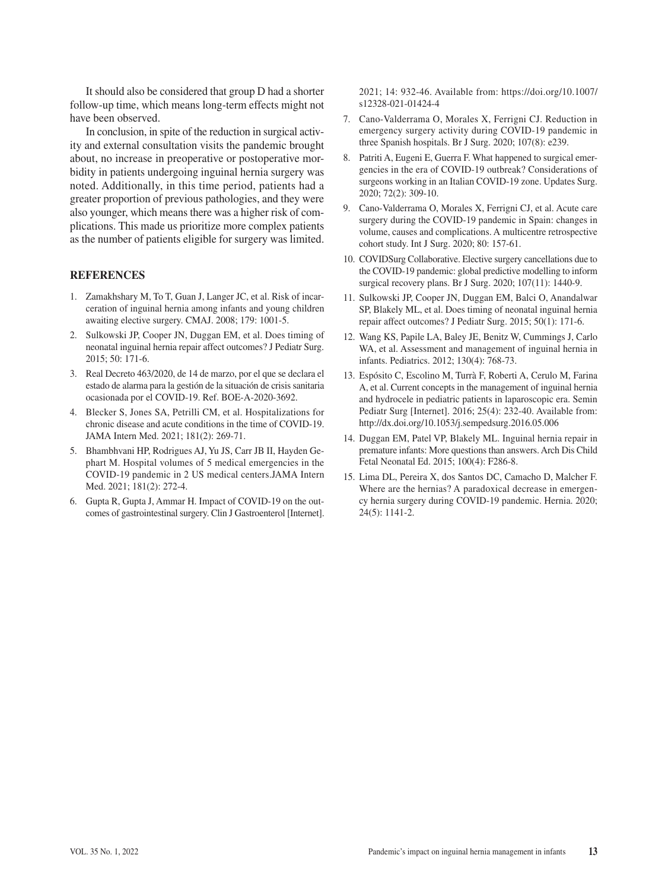It should also be considered that group D had a shorter follow-up time, which means long-term effects might not have been observed.

In conclusion, in spite of the reduction in surgical activity and external consultation visits the pandemic brought about, no increase in preoperative or postoperative morbidity in patients undergoing inguinal hernia surgery was noted. Additionally, in this time period, patients had a greater proportion of previous pathologies, and they were also younger, which means there was a higher risk of complications. This made us prioritize more complex patients as the number of patients eligible for surgery was limited.

## REFERENCES

1. Zamakhshary M, To T, Guan J, Langer JC, et al. Risk of incarceration of inguinal hernia among infants and young children awaiting elective surgery. CMAJ. 2008; 179: 1001-5.
2. Sulkowski JP, Cooper JN, Duggan EM, et al. Does timing of neonatal inguinal hernia repair affect outcomes? J Pediatr Surg. 2015; 50: 171-6.
3. Real Decreto 463/2020, de 14 de marzo, por el que se declara el estado de alarma para la gestión de la situación de crisis sanitaria ocasionada por el COVID-19. Ref. BOE-A-2020-3692.
4. Blecker S, Jones SA, Petrilli CM, et al. Hospitalizations for chronic disease and acute conditions in the time of COVID-19. JAMA Intern Med. 2021; 181(2): 269-71.
5. Bhambhvani HP, Rodrigues AJ, Yu JS, Carr JB II, Hayden Gephart M. Hospital volumes of 5 medical emergencies in the COVID-19 pandemic in 2 US medical centers.JAMA Intern Med. 2021; 181(2): 272-4.
6. Gupta R, Gupta J, Ammar H. Impact of COVID-19 on the outcomes of gastrointestinal surgery. Clin J Gastroenterol [Internet]. 2021; 14: 932-46. Available from: https://doi.org/10.1007/s12328-021-01424-4
7. Cano-Valderrama O, Morales X, Ferrigni CJ. Reduction in emergency surgery activity during COVID-19 pandemic in three Spanish hospitals. Br J Surg. 2020; 107(8): e239.
8. Patriti A, Eugeni E, Guerra F. What happened to surgical emergencies in the era of COVID-19 outbreak? Considerations of surgeons working in an Italian COVID-19 zone. Updates Surg. 2020; 72(2): 309-10.
9. Cano-Valderrama O, Morales X, Ferrigni CJ, et al. Acute care surgery during the COVID-19 pandemic in Spain: changes in volume, causes and complications. A multicentre retrospective cohort study. Int J Surg. 2020; 80: 157-61.
10. COVIDSurg Collaborative. Elective surgery cancellations due to the COVID-19 pandemic: global predictive modelling to inform surgical recovery plans. Br J Surg. 2020; 107(11): 1440-9.
11. Sulkowski JP, Cooper JN, Duggan EM, Balci O, Anandalwar SP, Blakely ML, et al. Does timing of neonatal inguinal hernia repair affect outcomes? J Pediatr Surg. 2015; 50(1): 171-6.
12. Wang KS, Papile LA, Baley JE, Benitz W, Cummings J, Carlo WA, et al. Assessment and management of inguinal hernia in infants. Pediatrics. 2012; 130(4): 768-73.
13. Espósito C, Escolino M, Turrà F, Roberti A, Cerulo M, Farina A, et al. Current concepts in the management of inguinal hernia and hydrocele in pediatric patients in laparoscopic era. Semin Pediatr Surg [Internet]. 2016; 25(4): 232-40. Available from: http://dx.doi.org/10.1053/j.sempedsurg.2016.05.006
14. Duggan EM, Patel VP, Blakely ML. Inguinal hernia repair in premature infants: More questions than answers. Arch Dis Child Fetal Neonatal Ed. 2015; 100(4): F286-8.
15. Lima DL, Pereira X, dos Santos DC, Camacho D, Malcher F. Where are the hernias? A paradoxical decrease in emergency hernia surgery during COVID-19 pandemic. Hernia. 2020; 24(5): 1141-2.